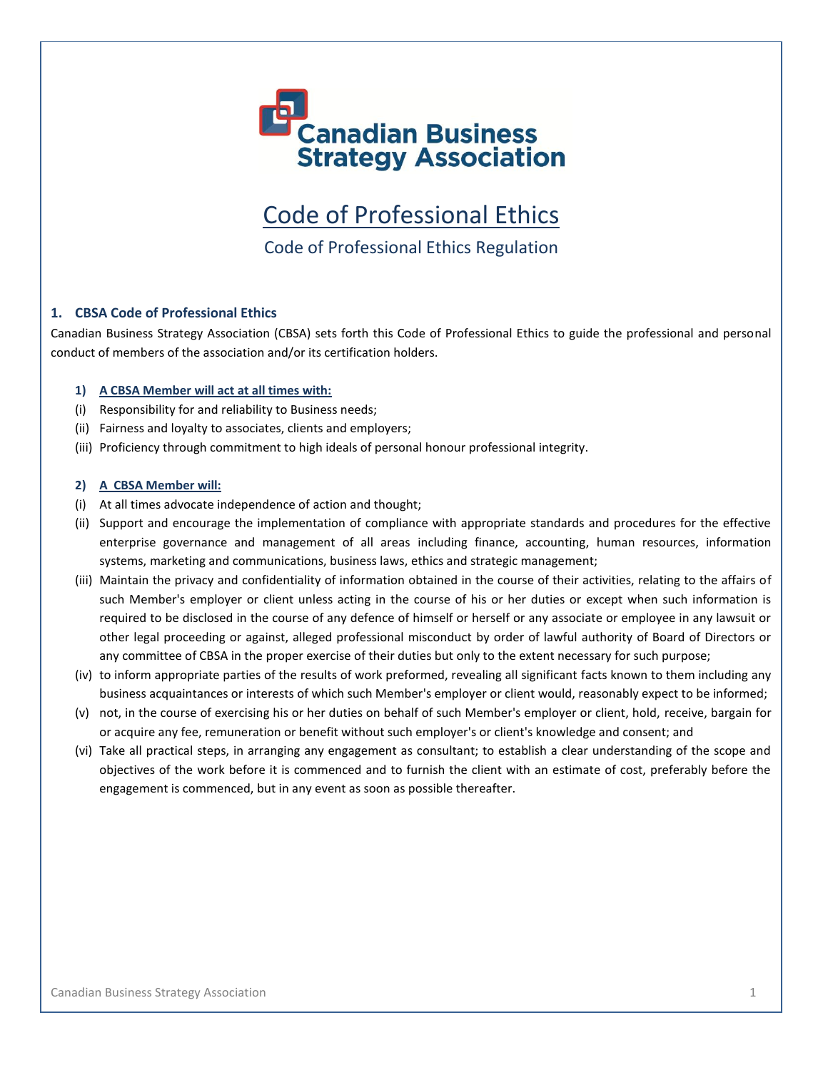# Code of Professional Ethics

Code of Professional Ethics Regulation

## 1. CBSA Code of Professional Ethics

Canadian Business Strategy Association (CBSA) sets forth this Code of Professional Ethics to guide the professional and personal conduct of members of the association and/or its certification holders.

**1) A CBSA Member will act at all times with:**

(i) Responsibility for and reliability to Business needs;

(ii) Fairness and loyalty to associates, clients and employers;

(iii) Proficiency through commitment to high ideals of personal honour professional integrity.

**2) A CBSA Member will:**

(i) At all times advocate independence of action and thought;

(ii) Support and encourage the implementation of compliance with appropriate standards and procedures for the effective enterprise governance and management of all areas including finance, accounting, human resources, information systems, marketing and communications, business laws, ethics and strategic management;

(iii) Maintain the privacy and confidentiality of information obtained in the course of their activities, relating to the affairs of such Member's employer or client unless acting in the course of his or her duties or except when such information is required to be disclosed in the course of any defence of himself or herself or any associate or employee in any lawsuit or other legal proceeding or against, alleged professional misconduct by order of lawful authority of Board of Directors or any committee of CBSA in the proper exercise of their duties but only to the extent necessary for such purpose;

(iv) to inform appropriate parties of the results of work preformed, revealing all significant facts known to them including any business acquaintances or interests of which such Member's employer or client would, reasonably expect to be informed;

(v) not, in the course of exercising his or her duties on behalf of such Member's employer or client, hold, receive, bargain for or acquire any fee, remuneration or benefit without such employer's or client's knowledge and consent; and

(vi) Take all practical steps, in arranging any engagement as consultant; to establish a clear understanding of the scope and objectives of the work before it is commenced and to furnish the client with an estimate of cost, preferably before the engagement is commenced, but in any event as soon as possible thereafter.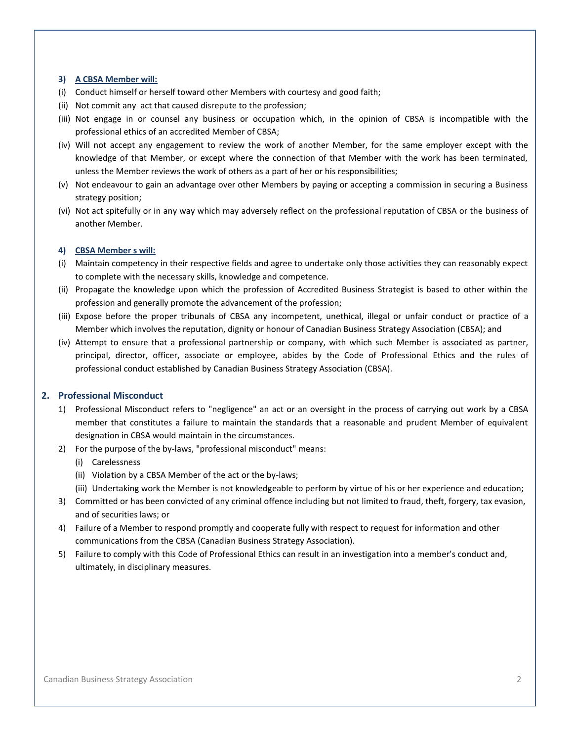**3) A CBSA Member will:**

(i) Conduct himself or herself toward other Members with courtesy and good faith;

(ii) Not commit any act that caused disrepute to the profession;

(iii) Not engage in or counsel any business or occupation which, in the opinion of CBSA is incompatible with the professional ethics of an accredited Member of CBSA;

(iv) Will not accept any engagement to review the work of another Member, for the same employer except with the knowledge of that Member, or except where the connection of that Member with the work has been terminated, unless the Member reviews the work of others as a part of her or his responsibilities;

(v) Not endeavour to gain an advantage over other Members by paying or accepting a commission in securing a Business strategy position;

(vi) Not act spitefully or in any way which may adversely reflect on the professional reputation of CBSA or the business of another Member.

**4) CBSA Member s will:**

(i) Maintain competency in their respective fields and agree to undertake only those activities they can reasonably expect to complete with the necessary skills, knowledge and competence.

(ii) Propagate the knowledge upon which the profession of Accredited Business Strategist is based to other within the profession and generally promote the advancement of the profession;

(iii) Expose before the proper tribunals of CBSA any incompetent, unethical, illegal or unfair conduct or practice of a Member which involves the reputation, dignity or honour of Canadian Business Strategy Association (CBSA); and

(iv) Attempt to ensure that a professional partnership or company, with which such Member is associated as partner, principal, director, officer, associate or employee, abides by the Code of Professional Ethics and the rules of professional conduct established by Canadian Business Strategy Association (CBSA).

## 2. Professional Misconduct

1) Professional Misconduct refers to "negligence" an act or an oversight in the process of carrying out work by a CBSA member that constitutes a failure to maintain the standards that a reasonable and prudent Member of equivalent designation in CBSA would maintain in the circumstances.

2) For the purpose of the by-laws, "professional misconduct" means:
   - (i) Carelessness
   - (ii) Violation by a CBSA Member of the act or the by-laws;
   - (iii) Undertaking work the Member is not knowledgeable to perform by virtue of his or her experience and education;

3) Committed or has been convicted of any criminal offence including but not limited to fraud, theft, forgery, tax evasion, and of securities laws; or

4) Failure of a Member to respond promptly and cooperate fully with respect to request for information and other communications from the CBSA (Canadian Business Strategy Association).

5) Failure to comply with this Code of Professional Ethics can result in an investigation into a member's conduct and, ultimately, in disciplinary measures.